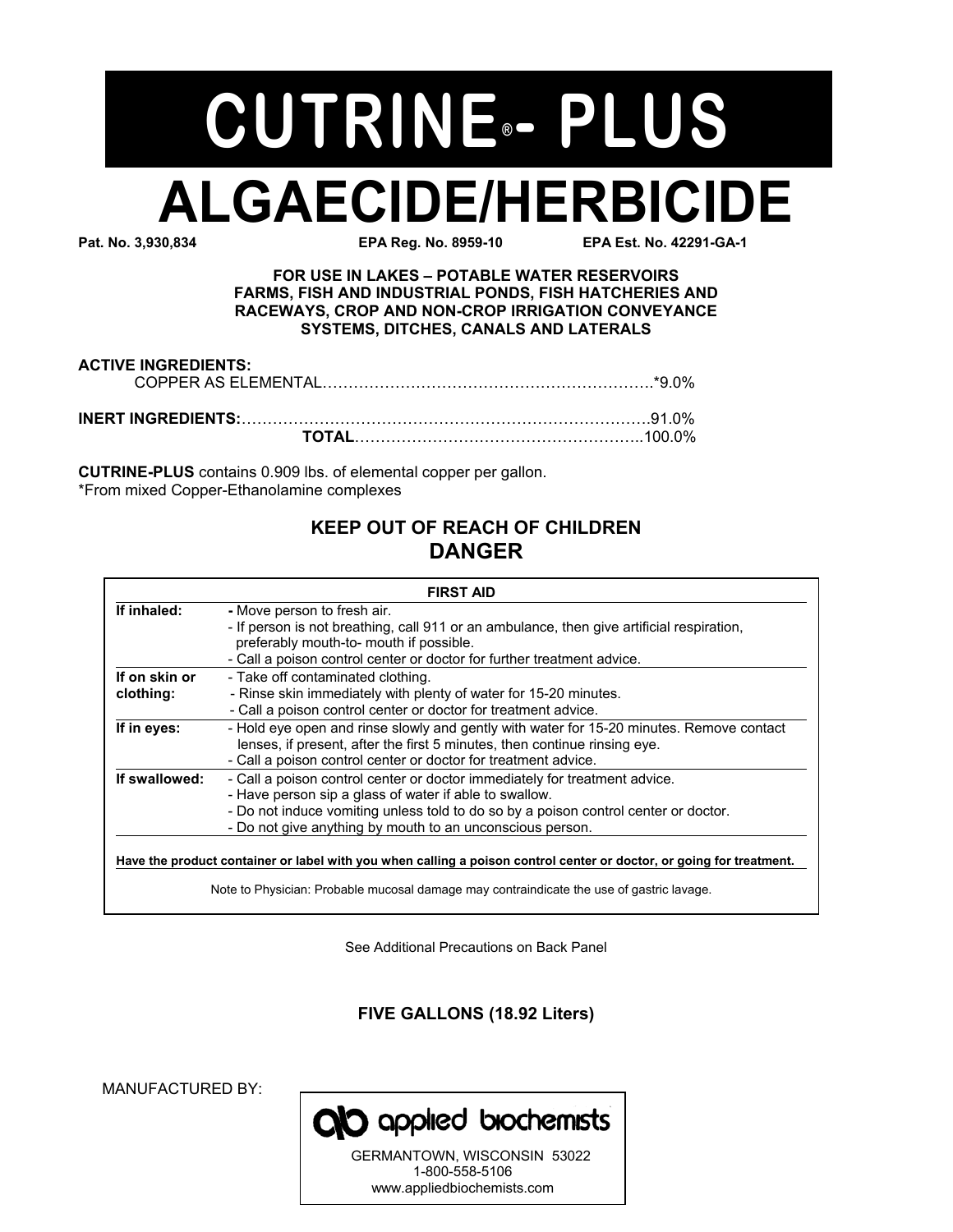# CUTRINE® - PLUS

# ALGAECIDE/HERBICIDE

**Pat. No. 3,930,834** **EPA Reg. No. 8959-10** **EPA Est. No. 42291-GA-1**

**FOR USE IN LAKES – POTABLE WATER RESERVOIRS FARMS, FISH AND INDUSTRIAL PONDS, FISH HATCHERIES AND RACEWAYS, CROP AND NON-CROP IRRIGATION CONVEYANCE SYSTEMS, DITCHES, CANALS AND LATERALS**

**ACTIVE INGREDIENTS:**
COPPER AS ELEMENTAL……………………………………………………….*9.0%

**INERT INGREDIENTS:**……………………………………………………………….91.0%
**TOTAL**………………………………………………..100.0%

**CUTRINE-PLUS** contains 0.909 lbs. of elemental copper per gallon.
*From mixed Copper-Ethanolamine complexes

**KEEP OUT OF REACH OF CHILDREN**

## DANGER

| FIRST AID | |
|---|---|
| **If inhaled:** | - Move person to fresh air.<br>- If person is not breathing, call 911 or an ambulance, then give artificial respiration, preferably mouth-to- mouth if possible.<br>- Call a poison control center or doctor for further treatment advice. |
| **If on skin or clothing:** | - Take off contaminated clothing.<br>- Rinse skin immediately with plenty of water for 15-20 minutes.<br>- Call a poison control center or doctor for treatment advice. |
| **If in eyes:** | - Hold eye open and rinse slowly and gently with water for 15-20 minutes. Remove contact lenses, if present, after the first 5 minutes, then continue rinsing eye.<br>- Call a poison control center or doctor for treatment advice. |
| **If swallowed:** | - Call a poison control center or doctor immediately for treatment advice.<br>- Have person sip a glass of water if able to swallow.<br>- Do not induce vomiting unless told to do so by a poison control center or doctor.<br>- Do not give anything by mouth to an unconscious person. |

**Have the product container or label with you when calling a poison control center or doctor, or going for treatment.**

Note to Physician: Probable mucosal damage may contraindicate the use of gastric lavage.

See Additional Precautions on Back Panel

**FIVE GALLONS (18.92 Liters)**

MANUFACTURED BY:

applied biochemists
GERMANTOWN, WISCONSIN 53022
1-800-558-5106
www.appliedbiochemists.com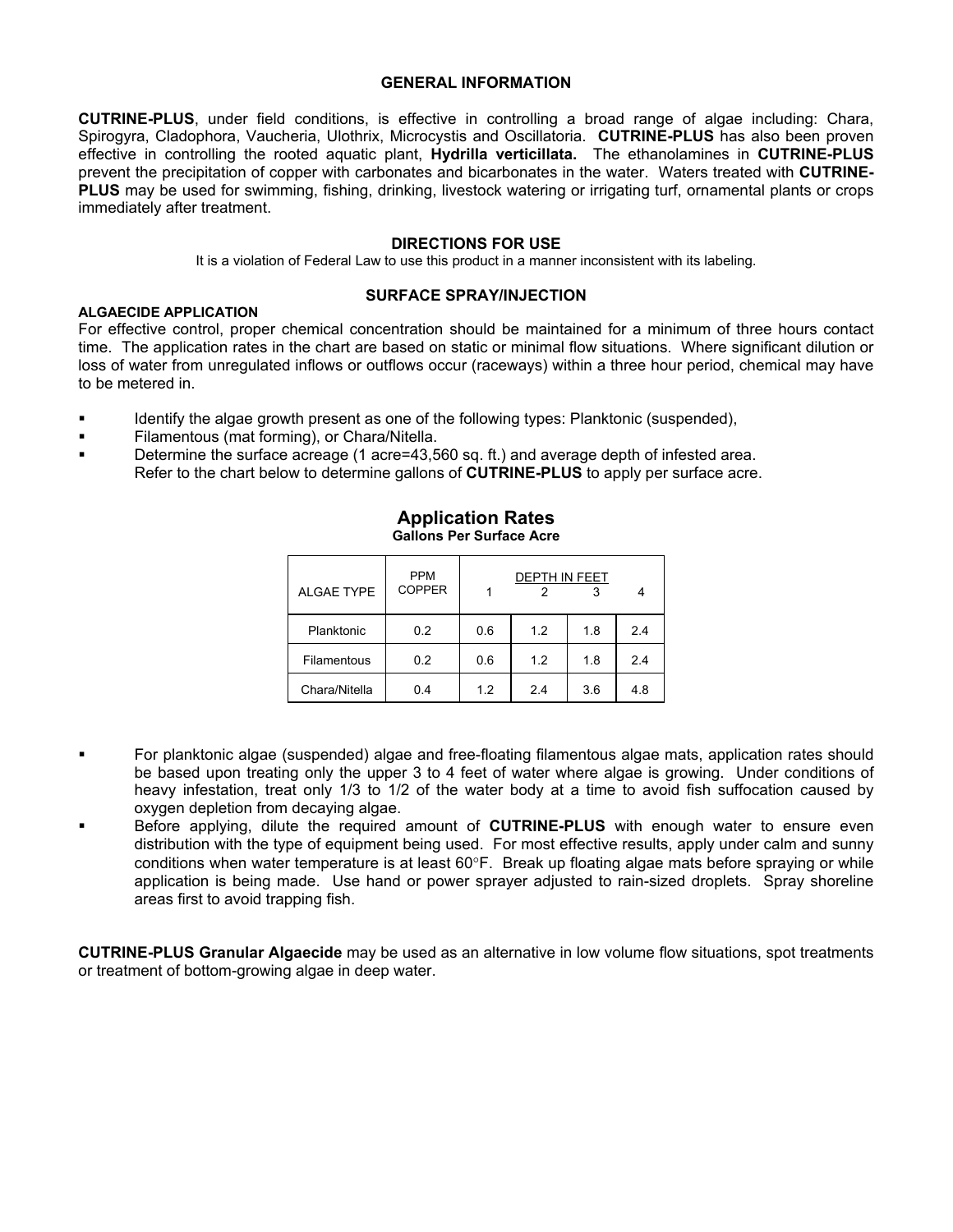## GENERAL INFORMATION

**CUTRINE-PLUS**, under field conditions, is effective in controlling a broad range of algae including: Chara, Spirogyra, Cladophora, Vaucheria, Ulothrix, Microcystis and Oscillatoria. **CUTRINE-PLUS** has also been proven effective in controlling the rooted aquatic plant, **Hydrilla verticillata.** The ethanolamines in **CUTRINE-PLUS** prevent the precipitation of copper with carbonates and bicarbonates in the water. Waters treated with **CUTRINE-PLUS** may be used for swimming, fishing, drinking, livestock watering or irrigating turf, ornamental plants or crops immediately after treatment.

## DIRECTIONS FOR USE

It is a violation of Federal Law to use this product in a manner inconsistent with its labeling.

### SURFACE SPRAY/INJECTION

**ALGAECIDE APPLICATION**

For effective control, proper chemical concentration should be maintained for a minimum of three hours contact time. The application rates in the chart are based on static or minimal flow situations. Where significant dilution or loss of water from unregulated inflows or outflows occur (raceways) within a three hour period, chemical may have to be metered in.

- Identify the algae growth present as one of the following types: Planktonic (suspended),
- Filamentous (mat forming), or Chara/Nitella.
- Determine the surface acreage (1 acre=43,560 sq. ft.) and average depth of infested area. Refer to the chart below to determine gallons of **CUTRINE-PLUS** to apply per surface acre.

**Application Rates**
**Gallons Per Surface Acre**

| ALGAE TYPE | PPM COPPER | DEPTH IN FEET | | | |
|---|---|---|---|---|---|
| | | 1 | 2 | 3 | 4 |
| Planktonic | 0.2 | 0.6 | 1.2 | 1.8 | 2.4 |
| Filamentous | 0.2 | 0.6 | 1.2 | 1.8 | 2.4 |
| Chara/Nitella | 0.4 | 1.2 | 2.4 | 3.6 | 4.8 |

- For planktonic algae (suspended) algae and free-floating filamentous algae mats, application rates should be based upon treating only the upper 3 to 4 feet of water where algae is growing. Under conditions of heavy infestation, treat only 1/3 to 1/2 of the water body at a time to avoid fish suffocation caused by oxygen depletion from decaying algae.
- Before applying, dilute the required amount of **CUTRINE-PLUS** with enough water to ensure even distribution with the type of equipment being used. For most effective results, apply under calm and sunny conditions when water temperature is at least 60°F. Break up floating algae mats before spraying or while application is being made. Use hand or power sprayer adjusted to rain-sized droplets. Spray shoreline areas first to avoid trapping fish.

**CUTRINE-PLUS Granular Algaecide** may be used as an alternative in low volume flow situations, spot treatments or treatment of bottom-growing algae in deep water.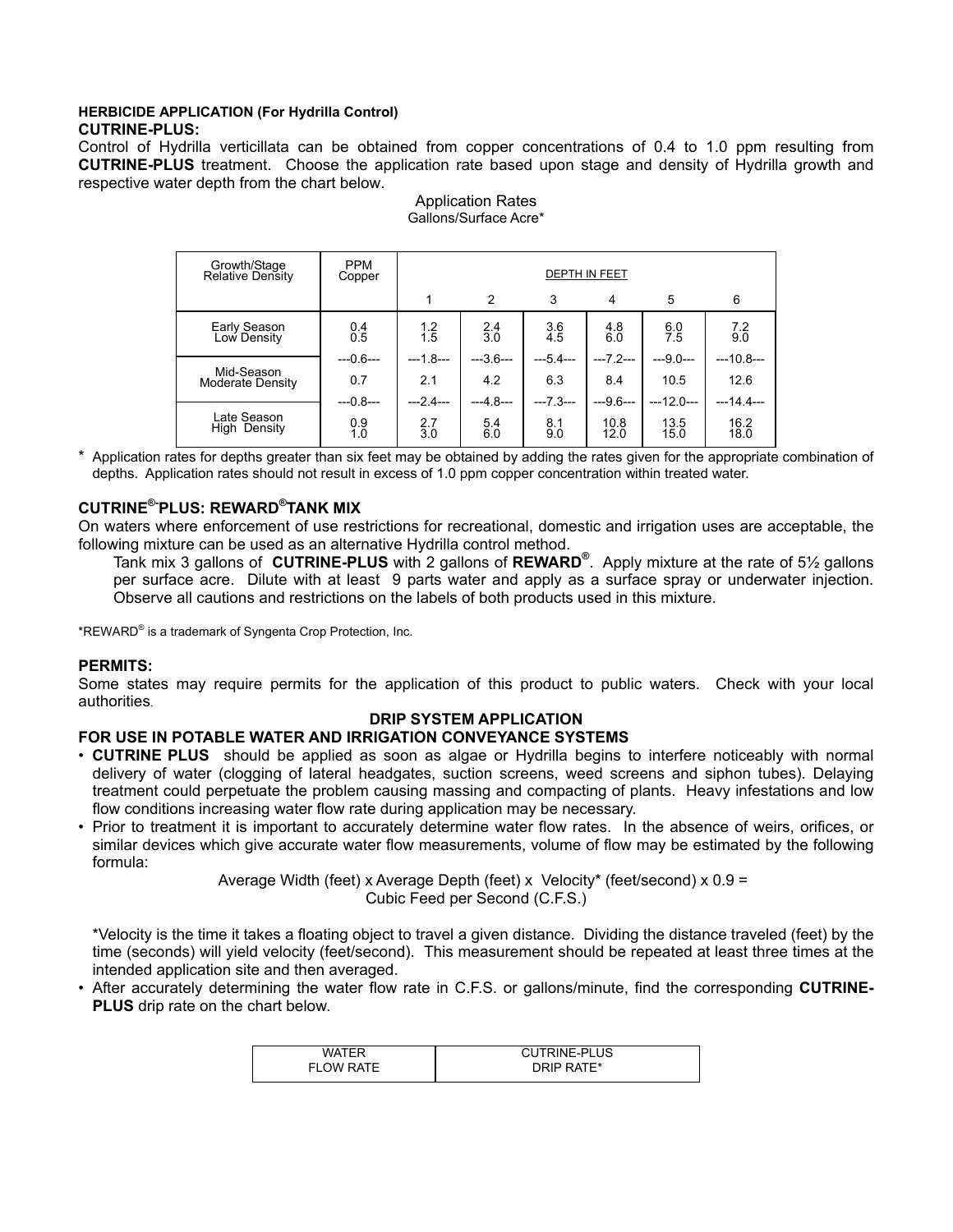**HERBICIDE APPLICATION (For Hydrilla Control)**

**CUTRINE-PLUS:**

Control of Hydrilla verticillata can be obtained from copper concentrations of 0.4 to 1.0 ppm resulting from **CUTRINE-PLUS** treatment. Choose the application rate based upon stage and density of Hydrilla growth and respective water depth from the chart below.

Application Rates
Gallons/Surface Acre*

| Growth/Stage Relative Density | PPM Copper | DEPTH IN FEET | | | | | |
|---|---|---|---|---|---|---|---|
| | | 1 | 2 | 3 | 4 | 5 | 6 |
| Early Season Low Density | 0.4<br>0.5 | 1.2<br>1.5 | 2.4<br>3.0 | 3.6<br>4.5 | 4.8<br>6.0 | 6.0<br>7.5 | 7.2<br>9.0 |
| | ---0.6--- | ---1.8--- | ---3.6--- | ---5.4--- | ---7.2--- | ---9.0--- | ---10.8--- |
| Mid-Season Moderate Density | 0.7 | 2.1 | 4.2 | 6.3 | 8.4 | 10.5 | 12.6 |
| | ---0.8--- | ---2.4--- | ---4.8--- | ---7.3--- | ---9.6--- | ---12.0--- | ---14.4--- |
| Late Season High Density | 0.9<br>1.0 | 2.7<br>3.0 | 5.4<br>6.0 | 8.1<br>9.0 | 10.8<br>12.0 | 13.5<br>15.0 | 16.2<br>18.0 |

\* Application rates for depths greater than six feet may be obtained by adding the rates given for the appropriate combination of depths. Application rates should not result in excess of 1.0 ppm copper concentration within treated water.

**CUTRINE®-PLUS: REWARD® TANK MIX**

On waters where enforcement of use restrictions for recreational, domestic and irrigation uses are acceptable, the following mixture can be used as an alternative Hydrilla control method.

Tank mix 3 gallons of **CUTRINE-PLUS** with 2 gallons of **REWARD®**. Apply mixture at the rate of 5½ gallons per surface acre. Dilute with at least 9 parts water and apply as a surface spray or underwater injection. Observe all cautions and restrictions on the labels of both products used in this mixture.

*REWARD® is a trademark of Syngenta Crop Protection, Inc.

**PERMITS:**

Some states may require permits for the application of this product to public waters. Check with your local authorities.

**DRIP SYSTEM APPLICATION**

**FOR USE IN POTABLE WATER AND IRRIGATION CONVEYANCE SYSTEMS**

- **CUTRINE PLUS** should be applied as soon as algae or Hydrilla begins to interfere noticeably with normal delivery of water (clogging of lateral headgates, suction screens, weed screens and siphon tubes). Delaying treatment could perpetuate the problem causing massing and compacting of plants. Heavy infestations and low flow conditions increasing water flow rate during application may be necessary.
- Prior to treatment it is important to accurately determine water flow rates. In the absence of weirs, orifices, or similar devices which give accurate water flow measurements, volume of flow may be estimated by the following formula:

  Average Width (feet) x Average Depth (feet) x Velocity* (feet/second) x 0.9 =
  Cubic Feed per Second (C.F.S.)

  *Velocity is the time it takes a floating object to travel a given distance. Dividing the distance traveled (feet) by the time (seconds) will yield velocity (feet/second). This measurement should be repeated at least three times at the intended application site and then averaged.
- After accurately determining the water flow rate in C.F.S. or gallons/minute, find the corresponding **CUTRINE-PLUS** drip rate on the chart below.

| WATER FLOW RATE | CUTRINE-PLUS DRIP RATE* |
|---|---|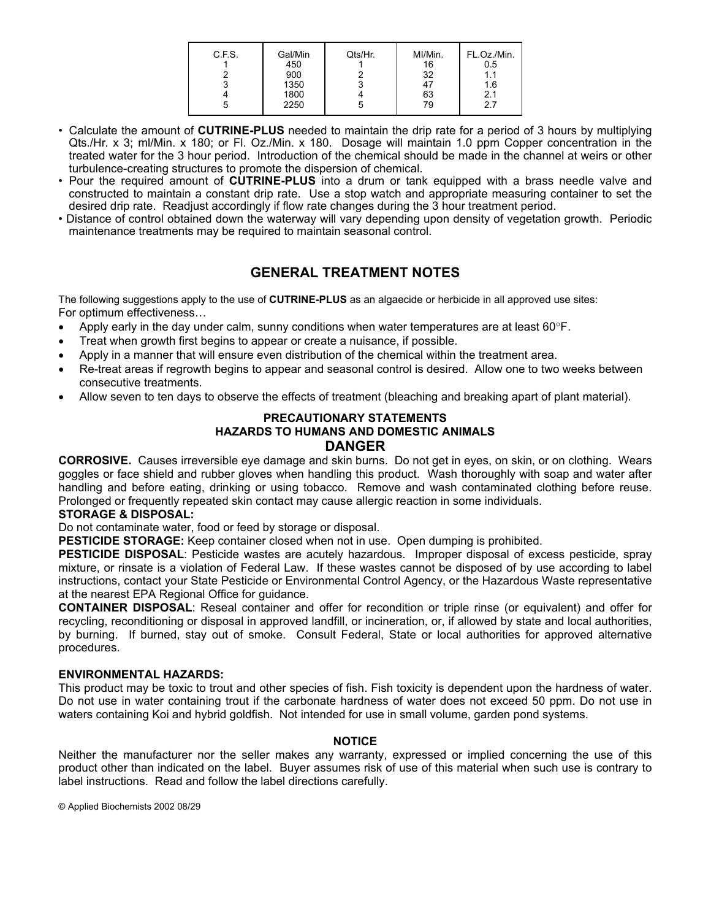| C.F.S. | Gal/Min | Qts/Hr. | Ml/Min. | FL.Oz./Min. |
|---|---|---|---|---|
| 1 | 450 | 1 | 16 | 0.5 |
| 2 | 900 | 2 | 32 | 1.1 |
| 3 | 1350 | 3 | 47 | 1.6 |
| 4 | 1800 | 4 | 63 | 2.1 |
| 5 | 2250 | 5 | 79 | 2.7 |

- Calculate the amount of **CUTRINE-PLUS** needed to maintain the drip rate for a period of 3 hours by multiplying Qts./Hr. x 3; ml/Min. x 180; or Fl. Oz./Min. x 180. Dosage will maintain 1.0 ppm Copper concentration in the treated water for the 3 hour period. Introduction of the chemical should be made in the channel at weirs or other turbulence-creating structures to promote the dispersion of chemical.
- Pour the required amount of **CUTRINE-PLUS** into a drum or tank equipped with a brass needle valve and constructed to maintain a constant drip rate. Use a stop watch and appropriate measuring container to set the desired drip rate. Readjust accordingly if flow rate changes during the 3 hour treatment period.
- Distance of control obtained down the waterway will vary depending upon density of vegetation growth. Periodic maintenance treatments may be required to maintain seasonal control.

## GENERAL TREATMENT NOTES

The following suggestions apply to the use of **CUTRINE-PLUS** as an algaecide or herbicide in all approved use sites:
For optimum effectiveness…

- Apply early in the day under calm, sunny conditions when water temperatures are at least 60°F.
- Treat when growth first begins to appear or create a nuisance, if possible.
- Apply in a manner that will ensure even distribution of the chemical within the treatment area.
- Re-treat areas if regrowth begins to appear and seasonal control is desired. Allow one to two weeks between consecutive treatments.
- Allow seven to ten days to observe the effects of treatment (bleaching and breaking apart of plant material).

### PRECAUTIONARY STATEMENTS
### HAZARDS TO HUMANS AND DOMESTIC ANIMALS
### DANGER

**CORROSIVE.** Causes irreversible eye damage and skin burns. Do not get in eyes, on skin, or on clothing. Wears goggles or face shield and rubber gloves when handling this product. Wash thoroughly with soap and water after handling and before eating, drinking or using tobacco. Remove and wash contaminated clothing before reuse. Prolonged or frequently repeated skin contact may cause allergic reaction in some individuals.

**STORAGE & DISPOSAL:**

Do not contaminate water, food or feed by storage or disposal.

**PESTICIDE STORAGE:** Keep container closed when not in use. Open dumping is prohibited.

**PESTICIDE DISPOSAL**: Pesticide wastes are acutely hazardous. Improper disposal of excess pesticide, spray mixture, or rinsate is a violation of Federal Law. If these wastes cannot be disposed of by use according to label instructions, contact your State Pesticide or Environmental Control Agency, or the Hazardous Waste representative at the nearest EPA Regional Office for guidance.

**CONTAINER DISPOSAL**: Reseal container and offer for recondition or triple rinse (or equivalent) and offer for recycling, reconditioning or disposal in approved landfill, or incineration, or, if allowed by state and local authorities, by burning. If burned, stay out of smoke. Consult Federal, State or local authorities for approved alternative procedures.

**ENVIRONMENTAL HAZARDS:**

This product may be toxic to trout and other species of fish. Fish toxicity is dependent upon the hardness of water. Do not use in water containing trout if the carbonate hardness of water does not exceed 50 ppm. Do not use in waters containing Koi and hybrid goldfish. Not intended for use in small volume, garden pond systems.

**NOTICE**

Neither the manufacturer nor the seller makes any warranty, expressed or implied concerning the use of this product other than indicated on the label. Buyer assumes risk of use of this material when such use is contrary to label instructions. Read and follow the label directions carefully.

© Applied Biochemists 2002 08/29